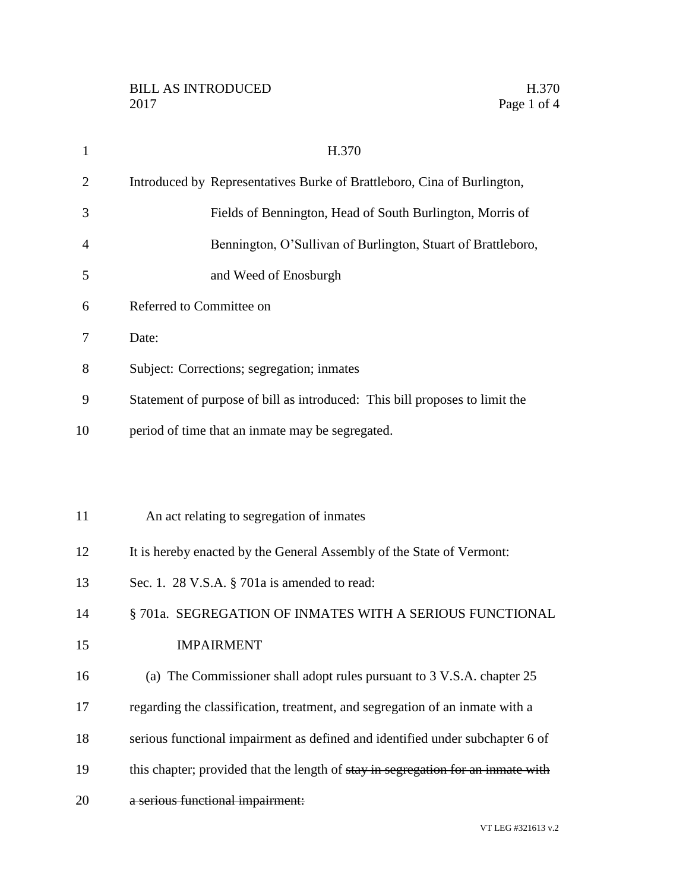H.370

Introduced by Representatives Burke of Brattleboro, Cina of Burlington, Fields of Bennington, Head of South Burlington, Morris of Bennington, O'Sullivan of Burlington, Stuart of Brattleboro, and Weed of Enosburgh

Referred to Committee on

Date:

Subject: Corrections; segregation; inmates

Statement of purpose of bill as introduced: This bill proposes to limit the period of time that an inmate may be segregated.

An act relating to segregation of inmates

It is hereby enacted by the General Assembly of the State of Vermont:

Sec. 1. 28 V.S.A. § 701a is amended to read:

§ 701a. SEGREGATION OF INMATES WITH A SERIOUS FUNCTIONAL IMPAIRMENT

(a) The Commissioner shall adopt rules pursuant to 3 V.S.A. chapter 25 regarding the classification, treatment, and segregation of an inmate with a serious functional impairment as defined and identified under subchapter 6 of this chapter; provided that the length of ~~stay in segregation for an inmate with a serious functional impairment:~~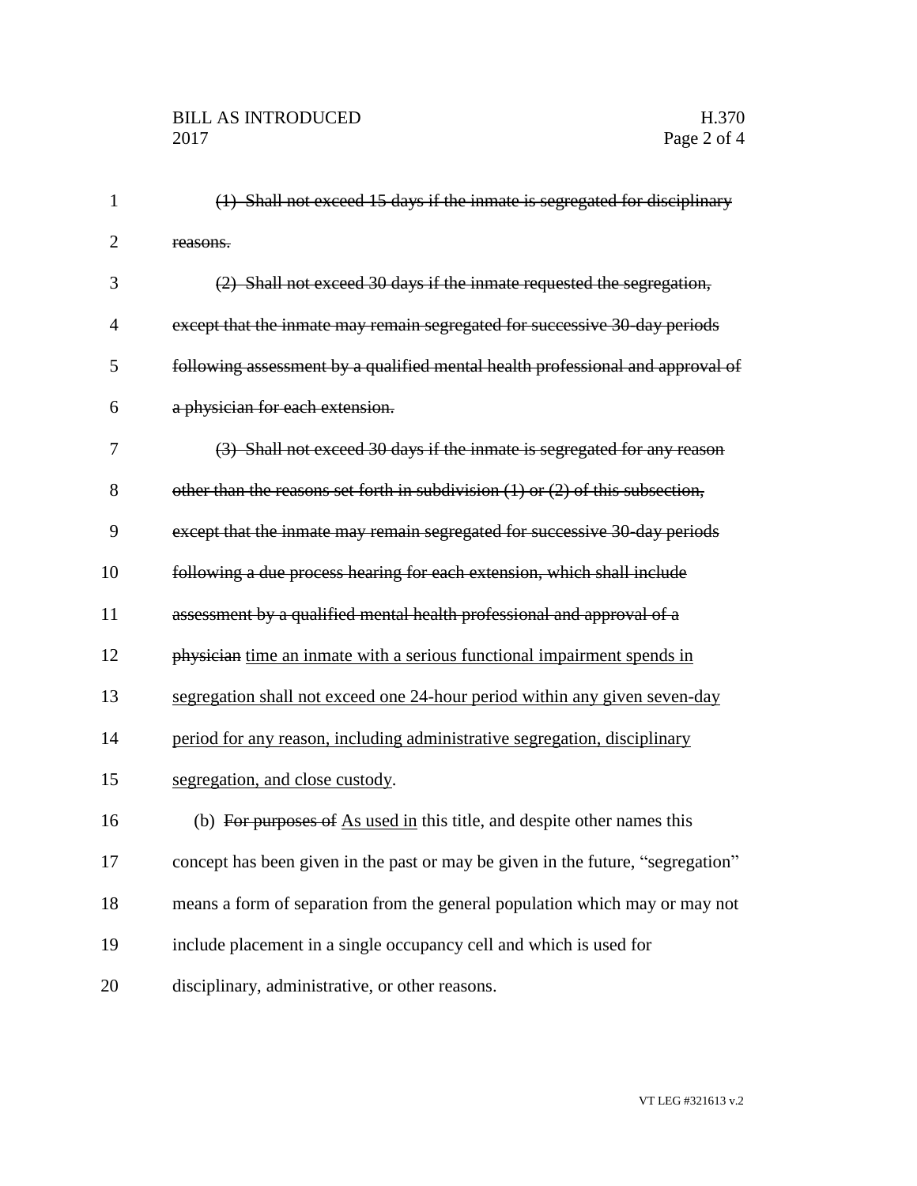~~(1) Shall not exceed 15 days if the inmate is segregated for disciplinary reasons.~~

~~(2) Shall not exceed 30 days if the inmate requested the segregation, except that the inmate may remain segregated for successive 30-day periods following assessment by a qualified mental health professional and approval of a physician for each extension.~~

~~(3) Shall not exceed 30 days if the inmate is segregated for any reason other than the reasons set forth in subdivision (1) or (2) of this subsection, except that the inmate may remain segregated for successive 30-day periods following a due process hearing for each extension, which shall include assessment by a qualified mental health professional and approval of a physician~~ <u>time an inmate with a serious functional impairment spends in segregation shall not exceed one 24-hour period within any given seven-day period for any reason, including administrative segregation, disciplinary segregation, and close custody</u>.

(b) ~~For purposes of~~ <u>As used in</u> this title, and despite other names this concept has been given in the past or may be given in the future, "segregation" means a form of separation from the general population which may or may not include placement in a single occupancy cell and which is used for disciplinary, administrative, or other reasons.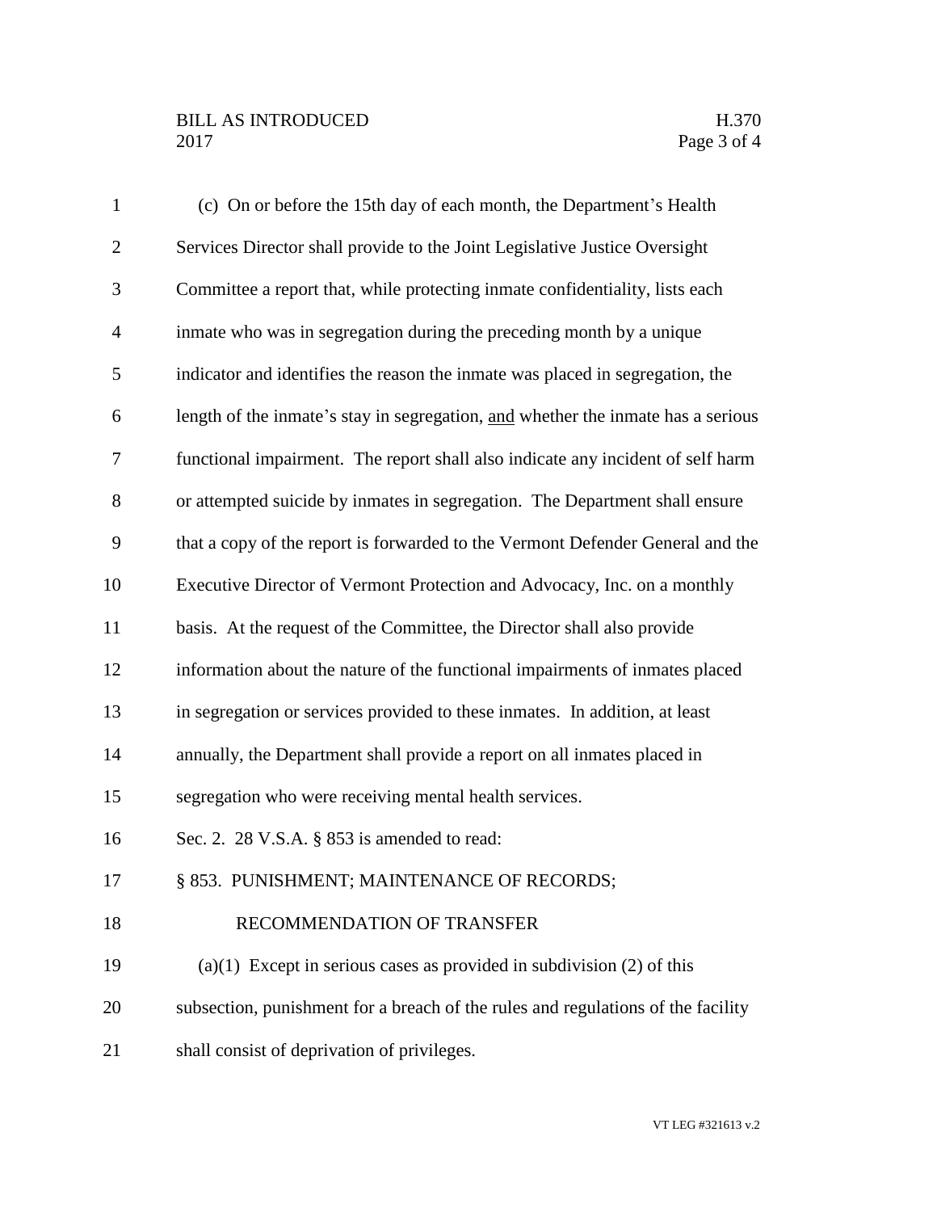(c) On or before the 15th day of each month, the Department's Health Services Director shall provide to the Joint Legislative Justice Oversight Committee a report that, while protecting inmate confidentiality, lists each inmate who was in segregation during the preceding month by a unique indicator and identifies the reason the inmate was placed in segregation, the length of the inmate's stay in segregation, <u>and</u> whether the inmate has a serious functional impairment. The report shall also indicate any incident of self harm or attempted suicide by inmates in segregation. The Department shall ensure that a copy of the report is forwarded to the Vermont Defender General and the Executive Director of Vermont Protection and Advocacy, Inc. on a monthly basis. At the request of the Committee, the Director shall also provide information about the nature of the functional impairments of inmates placed in segregation or services provided to these inmates. In addition, at least annually, the Department shall provide a report on all inmates placed in segregation who were receiving mental health services.

Sec. 2. 28 V.S.A. § 853 is amended to read:

§ 853. PUNISHMENT; MAINTENANCE OF RECORDS; RECOMMENDATION OF TRANSFER

(a)(1) Except in serious cases as provided in subdivision (2) of this subsection, punishment for a breach of the rules and regulations of the facility shall consist of deprivation of privileges.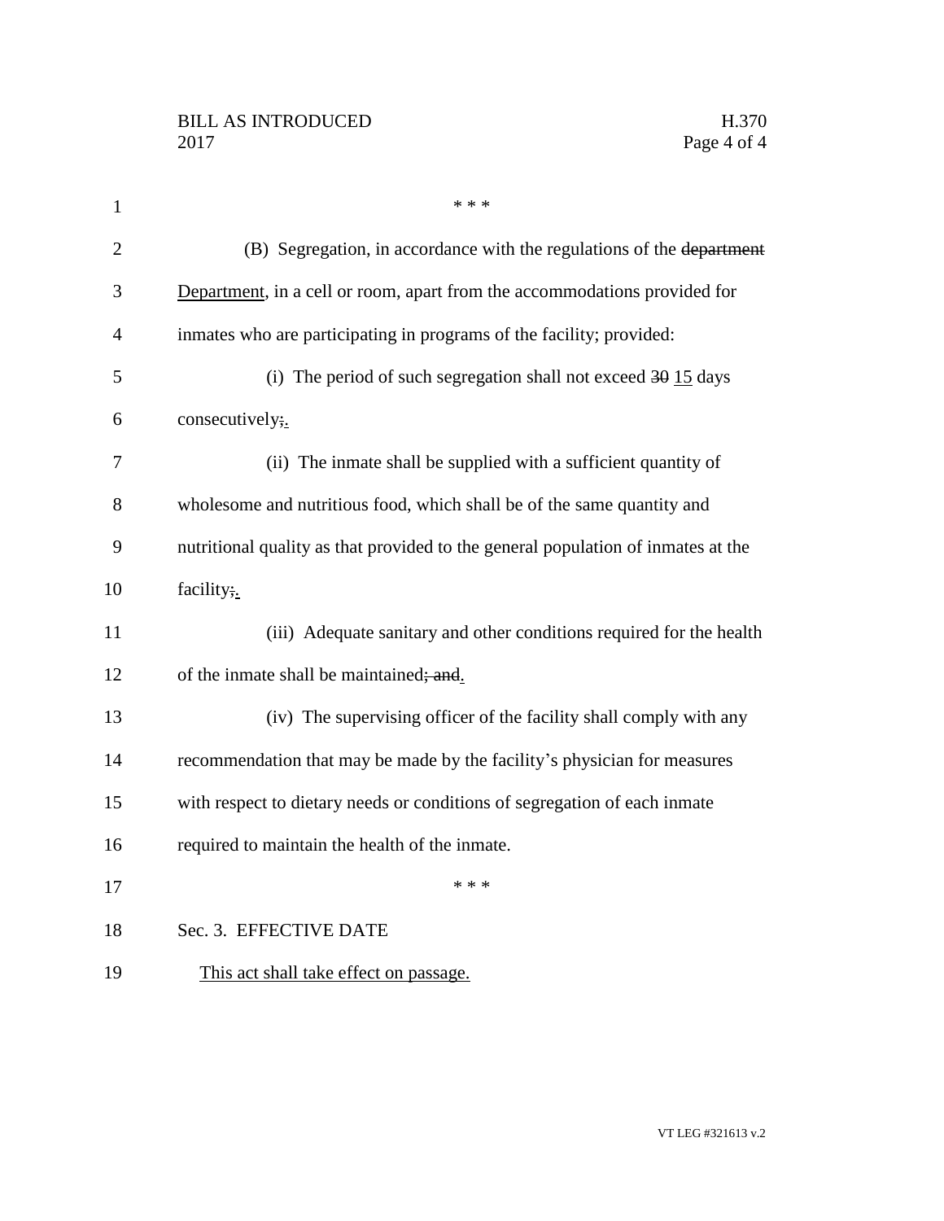\* \* \*

(B) Segregation, in accordance with the regulations of the ~~department~~ <u>Department</u>, in a cell or room, apart from the accommodations provided for inmates who are participating in programs of the facility; provided:

(i) The period of such segregation shall not exceed ~~30~~ <u>15</u> days consecutively~~;~~<u>.</u>

(ii) The inmate shall be supplied with a sufficient quantity of wholesome and nutritious food, which shall be of the same quantity and nutritional quality as that provided to the general population of inmates at the facility~~;~~<u>.</u>

(iii) Adequate sanitary and other conditions required for the health of the inmate shall be maintained~~; and~~<u>.</u>

(iv) The supervising officer of the facility shall comply with any recommendation that may be made by the facility's physician for measures with respect to dietary needs or conditions of segregation of each inmate required to maintain the health of the inmate.

\* \* \*

Sec. 3. EFFECTIVE DATE

<u>This act shall take effect on passage.</u>